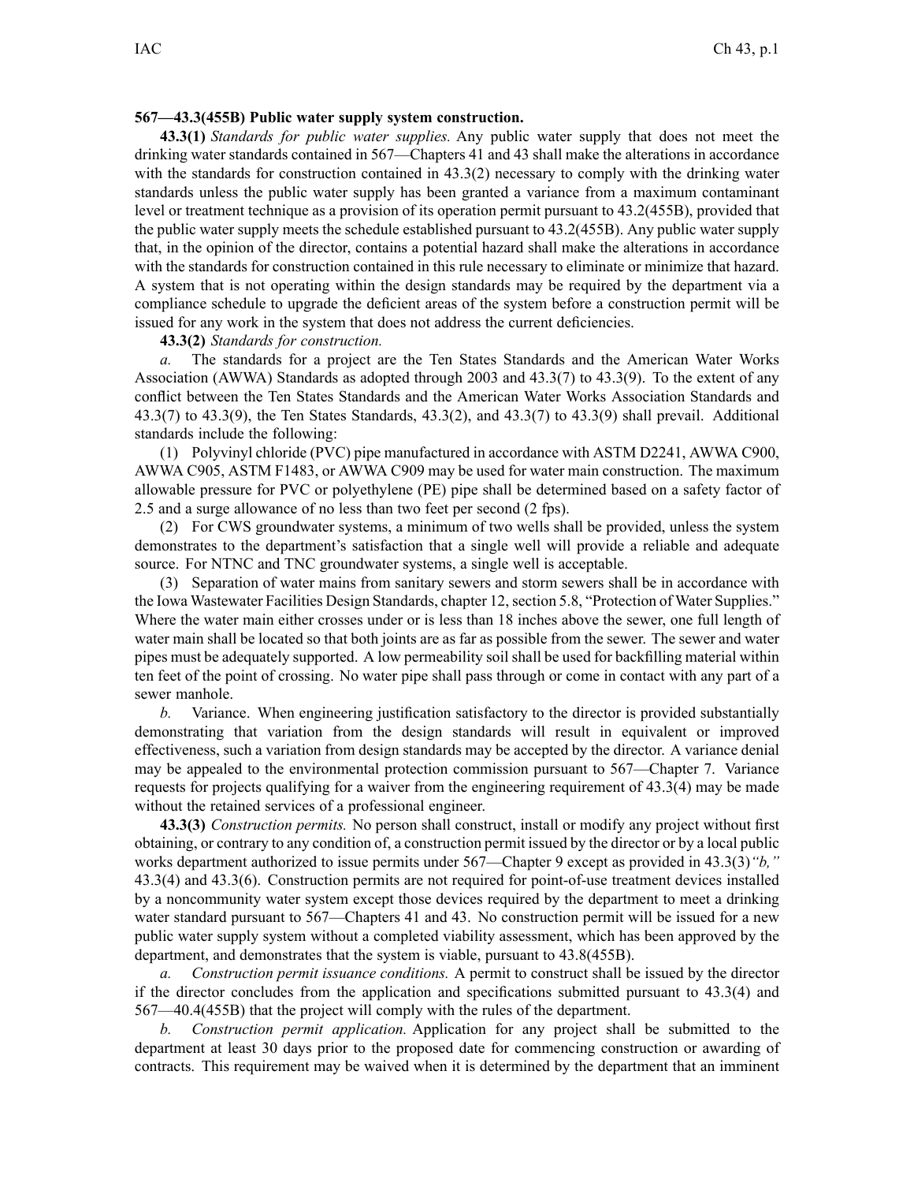**567—43.3(455B) Public water supply system construction.**

**43.3(1)** *Standards for public water supplies.* Any public water supply that does not meet the drinking water standards contained in 567—Chapters 41 and 43 shall make the alterations in accordance with the standards for construction contained in 43.3(2) necessary to comply with the drinking water standards unless the public water supply has been granted a variance from a maximum contaminant level or treatment technique as a provision of its operation permit pursuant to 43.2(455B), provided that the public water supply meets the schedule established pursuant to 43.2(455B). Any public water supply that, in the opinion of the director, contains a potential hazard shall make the alterations in accordance with the standards for construction contained in this rule necessary to eliminate or minimize that hazard. A system that is not operating within the design standards may be required by the department via a compliance schedule to upgrade the deficient areas of the system before a construction permit will be issued for any work in the system that does not address the current deficiencies.

**43.3(2)** *Standards for construction.*

*a.* The standards for a project are the Ten States Standards and the American Water Works Association (AWWA) Standards as adopted through 2003 and 43.3(7) to 43.3(9). To the extent of any conflict between the Ten States Standards and the American Water Works Association Standards and 43.3(7) to 43.3(9), the Ten States Standards, 43.3(2), and 43.3(7) to 43.3(9) shall prevail. Additional standards include the following:

(1) Polyvinyl chloride (PVC) pipe manufactured in accordance with ASTM D2241, AWWA C900, AWWA C905, ASTM F1483, or AWWA C909 may be used for water main construction. The maximum allowable pressure for PVC or polyethylene (PE) pipe shall be determined based on a safety factor of 2.5 and a surge allowance of no less than two feet per second (2 fps).

(2) For CWS groundwater systems, a minimum of two wells shall be provided, unless the system demonstrates to the department's satisfaction that a single well will provide a reliable and adequate source. For NTNC and TNC groundwater systems, a single well is acceptable.

(3) Separation of water mains from sanitary sewers and storm sewers shall be in accordance with the Iowa Wastewater Facilities Design Standards, chapter 12, section 5.8, "Protection of Water Supplies." Where the water main either crosses under or is less than 18 inches above the sewer, one full length of water main shall be located so that both joints are as far as possible from the sewer. The sewer and water pipes must be adequately supported. A low permeability soil shall be used for backfilling material within ten feet of the point of crossing. No water pipe shall pass through or come in contact with any part of a sewer manhole.

*b.* Variance. When engineering justification satisfactory to the director is provided substantially demonstrating that variation from the design standards will result in equivalent or improved effectiveness, such a variation from design standards may be accepted by the director. A variance denial may be appealed to the environmental protection commission pursuant to 567—Chapter 7. Variance requests for projects qualifying for a waiver from the engineering requirement of 43.3(4) may be made without the retained services of a professional engineer.

**43.3(3)** *Construction permits.* No person shall construct, install or modify any project without first obtaining, or contrary to any condition of, a construction permit issued by the director or by a local public works department authorized to issue permits under 567—Chapter 9 except as provided in 43.3(3)*"b,"* 43.3(4) and 43.3(6). Construction permits are not required for point-of-use treatment devices installed by a noncommunity water system except those devices required by the department to meet a drinking water standard pursuant to 567—Chapters 41 and 43. No construction permit will be issued for a new public water supply system without a completed viability assessment, which has been approved by the department, and demonstrates that the system is viable, pursuant to 43.8(455B).

*a.* *Construction permit issuance conditions.* A permit to construct shall be issued by the director if the director concludes from the application and specifications submitted pursuant to 43.3(4) and 567—40.4(455B) that the project will comply with the rules of the department.

*b.* *Construction permit application.* Application for any project shall be submitted to the department at least 30 days prior to the proposed date for commencing construction or awarding of contracts. This requirement may be waived when it is determined by the department that an imminent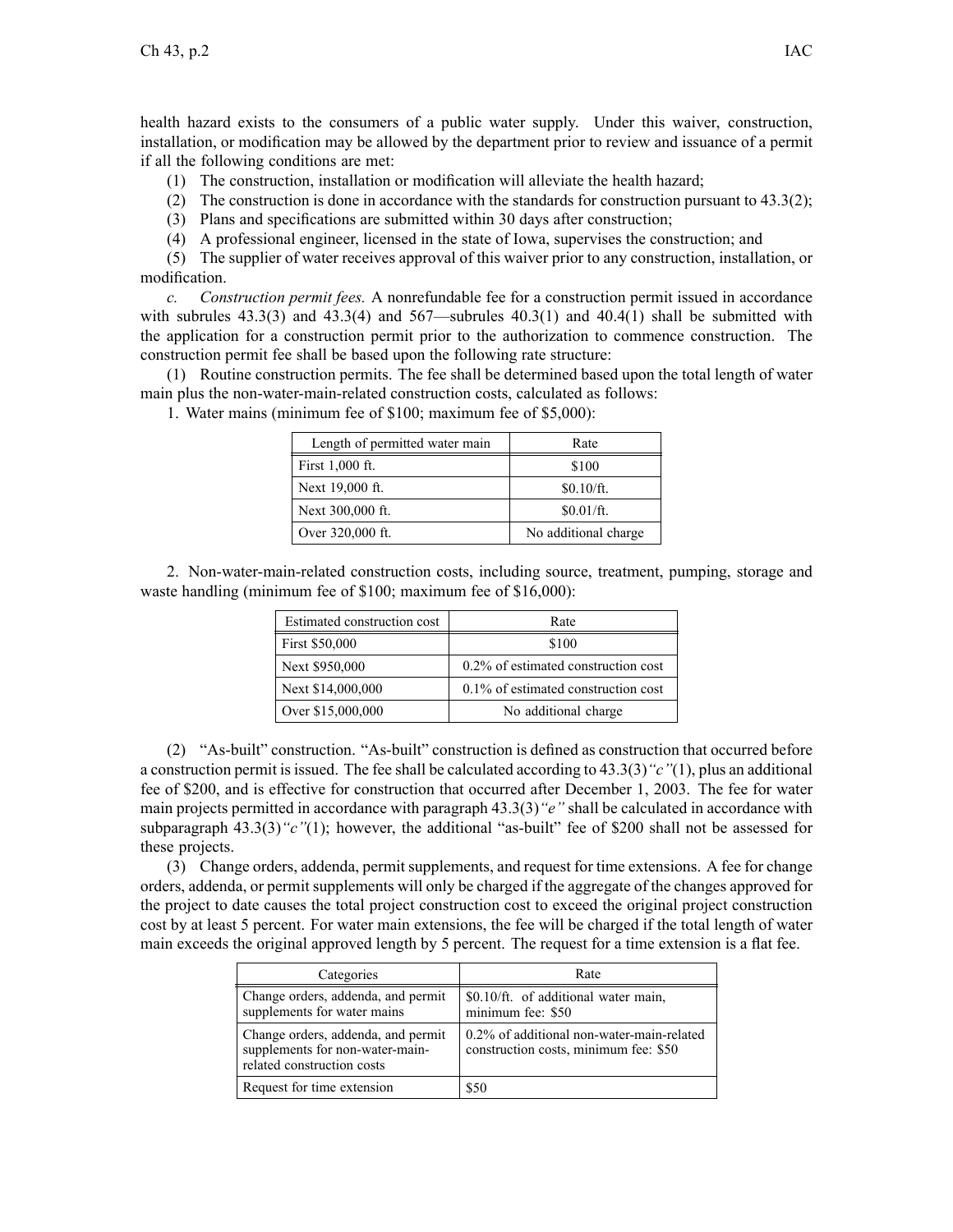health hazard exists to the consumers of a public water supply. Under this waiver, construction, installation, or modification may be allowed by the department prior to review and issuance of a permit if all the following conditions are met:

(1) The construction, installation or modification will alleviate the health hazard;

(2) The construction is done in accordance with the standards for construction pursuant to 43.3(2);

(3) Plans and specifications are submitted within 30 days after construction;

(4) A professional engineer, licensed in the state of Iowa, supervises the construction; and

(5) The supplier of water receives approval of this waiver prior to any construction, installation, or modification.

*c. Construction permit fees.* A nonrefundable fee for a construction permit issued in accordance with subrules 43.3(3) and 43.3(4) and 567—subrules 40.3(1) and 40.4(1) shall be submitted with the application for a construction permit prior to the authorization to commence construction. The construction permit fee shall be based upon the following rate structure:

(1) Routine construction permits. The fee shall be determined based upon the total length of water main plus the non-water-main-related construction costs, calculated as follows:

1. Water mains (minimum fee of $100; maximum fee of $5,000):

| Length of permitted water main | Rate |
|---|---|
| First 1,000 ft. | $100 |
| Next 19,000 ft. | $0.10/ft. |
| Next 300,000 ft. | $0.01/ft. |
| Over 320,000 ft. | No additional charge |

2. Non-water-main-related construction costs, including source, treatment, pumping, storage and waste handling (minimum fee of $100; maximum fee of $16,000):

| Estimated construction cost | Rate |
|---|---|
| First $50,000 | $100 |
| Next $950,000 | 0.2% of estimated construction cost |
| Next $14,000,000 | 0.1% of estimated construction cost |
| Over $15,000,000 | No additional charge |

(2) "As-built" construction. "As-built" construction is defined as construction that occurred before a construction permit is issued. The fee shall be calculated according to 43.3(3)*"c"*(1), plus an additional fee of $200, and is effective for construction that occurred after December 1, 2003. The fee for water main projects permitted in accordance with paragraph 43.3(3)*"e"* shall be calculated in accordance with subparagraph 43.3(3)*"c"*(1); however, the additional "as-built" fee of $200 shall not be assessed for these projects.

(3) Change orders, addenda, permit supplements, and request for time extensions. A fee for change orders, addenda, or permit supplements will only be charged if the aggregate of the changes approved for the project to date causes the total project construction cost to exceed the original project construction cost by at least 5 percent. For water main extensions, the fee will be charged if the total length of water main exceeds the original approved length by 5 percent. The request for a time extension is a flat fee.

| Categories | Rate |
|---|---|
| Change orders, addenda, and permit supplements for water mains | $0.10/ft. of additional water main, minimum fee: $50 |
| Change orders, addenda, and permit supplements for non-water-main-related construction costs | 0.2% of additional non-water-main-related construction costs, minimum fee: $50 |
| Request for time extension | $50 |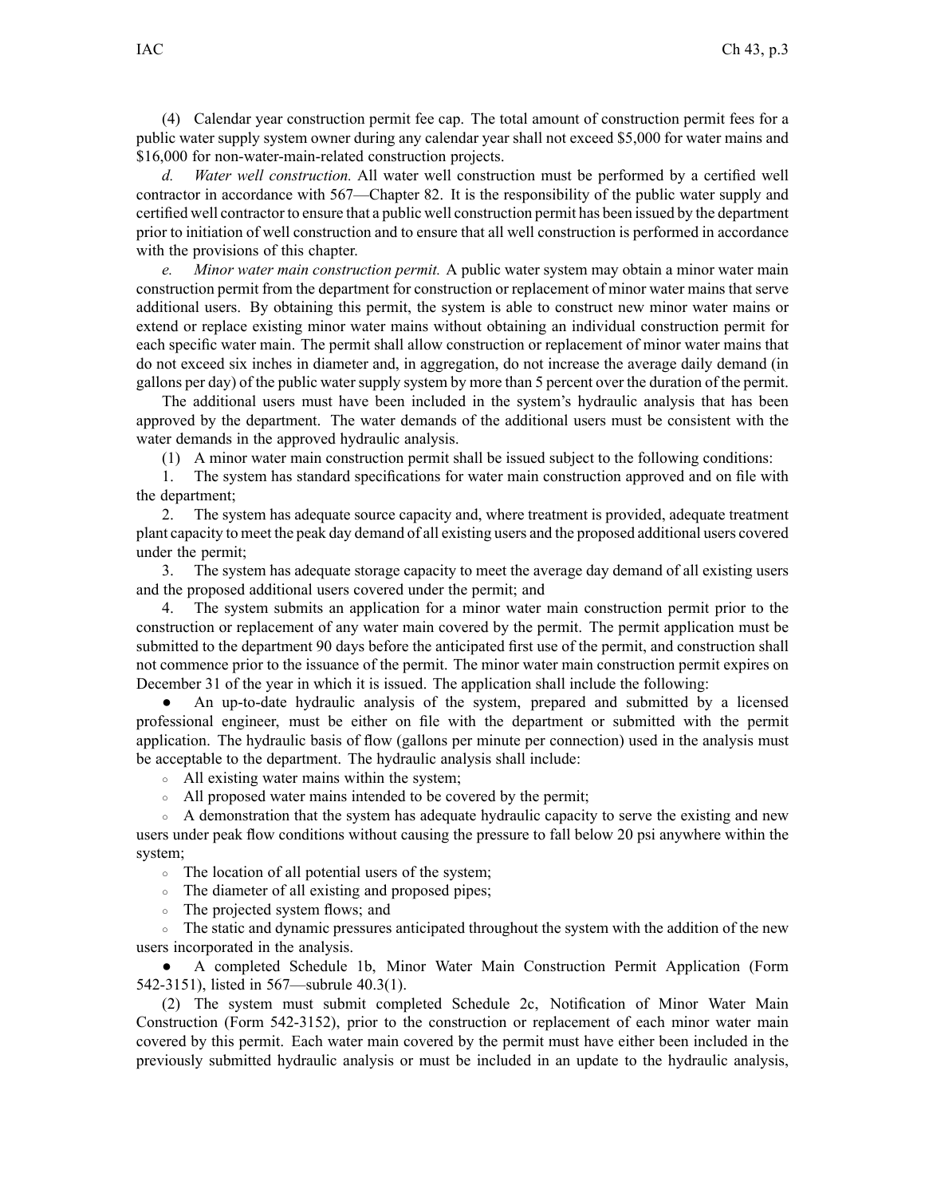(4) Calendar year construction permit fee cap. The total amount of construction permit fees for a public water supply system owner during any calendar year shall not exceed $5,000 for water mains and $16,000 for non-water-main-related construction projects.

*d. Water well construction.* All water well construction must be performed by a certified well contractor in accordance with 567—Chapter 82. It is the responsibility of the public water supply and certified well contractor to ensure that a public well construction permit has been issued by the department prior to initiation of well construction and to ensure that all well construction is performed in accordance with the provisions of this chapter.

*e. Minor water main construction permit.* A public water system may obtain a minor water main construction permit from the department for construction or replacement of minor water mains that serve additional users. By obtaining this permit, the system is able to construct new minor water mains or extend or replace existing minor water mains without obtaining an individual construction permit for each specific water main. The permit shall allow construction or replacement of minor water mains that do not exceed six inches in diameter and, in aggregation, do not increase the average daily demand (in gallons per day) of the public water supply system by more than 5 percent over the duration of the permit.

The additional users must have been included in the system's hydraulic analysis that has been approved by the department. The water demands of the additional users must be consistent with the water demands in the approved hydraulic analysis.

(1) A minor water main construction permit shall be issued subject to the following conditions:

1. The system has standard specifications for water main construction approved and on file with the department;

2. The system has adequate source capacity and, where treatment is provided, adequate treatment plant capacity to meet the peak day demand of all existing users and the proposed additional users covered under the permit;

3. The system has adequate storage capacity to meet the average day demand of all existing users and the proposed additional users covered under the permit; and

4. The system submits an application for a minor water main construction permit prior to the construction or replacement of any water main covered by the permit. The permit application must be submitted to the department 90 days before the anticipated first use of the permit, and construction shall not commence prior to the issuance of the permit. The minor water main construction permit expires on December 31 of the year in which it is issued. The application shall include the following:

- An up-to-date hydraulic analysis of the system, prepared and submitted by a licensed professional engineer, must be either on file with the department or submitted with the permit application. The hydraulic basis of flow (gallons per minute per connection) used in the analysis must be acceptable to the department. The hydraulic analysis shall include:
  - All existing water mains within the system;
  - All proposed water mains intended to be covered by the permit;
  - A demonstration that the system has adequate hydraulic capacity to serve the existing and new users under peak flow conditions without causing the pressure to fall below 20 psi anywhere within the system;
  - The location of all potential users of the system;
  - The diameter of all existing and proposed pipes;
  - The projected system flows; and
  - The static and dynamic pressures anticipated throughout the system with the addition of the new users incorporated in the analysis.
- A completed Schedule 1b, Minor Water Main Construction Permit Application (Form 542-3151), listed in 567—subrule 40.3(1).

(2) The system must submit completed Schedule 2c, Notification of Minor Water Main Construction (Form 542-3152), prior to the construction or replacement of each minor water main covered by this permit. Each water main covered by the permit must have either been included in the previously submitted hydraulic analysis or must be included in an update to the hydraulic analysis,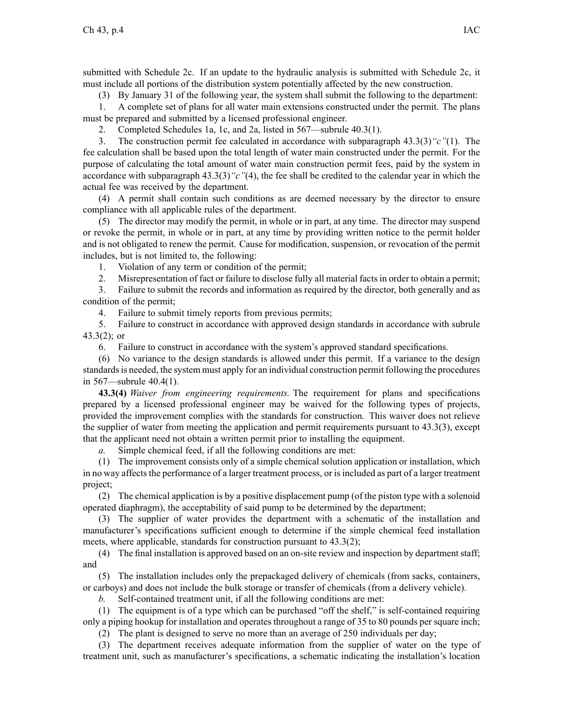submitted with Schedule 2c. If an update to the hydraulic analysis is submitted with Schedule 2c, it must include all portions of the distribution system potentially affected by the new construction.

(3) By January 31 of the following year, the system shall submit the following to the department:

1. A complete set of plans for all water main extensions constructed under the permit. The plans must be prepared and submitted by a licensed professional engineer.

2. Completed Schedules 1a, 1c, and 2a, listed in 567—subrule 40.3(1).

3. The construction permit fee calculated in accordance with subparagraph 43.3(3)*"c"*(1). The fee calculation shall be based upon the total length of water main constructed under the permit. For the purpose of calculating the total amount of water main construction permit fees, paid by the system in accordance with subparagraph 43.3(3)*"c"*(4), the fee shall be credited to the calendar year in which the actual fee was received by the department.

(4) A permit shall contain such conditions as are deemed necessary by the director to ensure compliance with all applicable rules of the department.

(5) The director may modify the permit, in whole or in part, at any time. The director may suspend or revoke the permit, in whole or in part, at any time by providing written notice to the permit holder and is not obligated to renew the permit. Cause for modification, suspension, or revocation of the permit includes, but is not limited to, the following:

1. Violation of any term or condition of the permit;

2. Misrepresentation of fact or failure to disclose fully all material facts in order to obtain a permit;

3. Failure to submit the records and information as required by the director, both generally and as condition of the permit;

4. Failure to submit timely reports from previous permits;

5. Failure to construct in accordance with approved design standards in accordance with subrule 43.3(2); or

6. Failure to construct in accordance with the system's approved standard specifications.

(6) No variance to the design standards is allowed under this permit. If a variance to the design standards is needed, the system must apply for an individual construction permit following the procedures in 567—subrule 40.4(1).

**43.3(4)** *Waiver from engineering requirements.* The requirement for plans and specifications prepared by a licensed professional engineer may be waived for the following types of projects, provided the improvement complies with the standards for construction. This waiver does not relieve the supplier of water from meeting the application and permit requirements pursuant to 43.3(3), except that the applicant need not obtain a written permit prior to installing the equipment.

*a.* Simple chemical feed, if all the following conditions are met:

(1) The improvement consists only of a simple chemical solution application or installation, which in no way affects the performance of a larger treatment process, or is included as part of a larger treatment project;

(2) The chemical application is by a positive displacement pump (of the piston type with a solenoid operated diaphragm), the acceptability of said pump to be determined by the department;

(3) The supplier of water provides the department with a schematic of the installation and manufacturer's specifications sufficient enough to determine if the simple chemical feed installation meets, where applicable, standards for construction pursuant to 43.3(2);

(4) The final installation is approved based on an on-site review and inspection by department staff; and

(5) The installation includes only the prepackaged delivery of chemicals (from sacks, containers, or carboys) and does not include the bulk storage or transfer of chemicals (from a delivery vehicle).

*b.* Self-contained treatment unit, if all the following conditions are met:

(1) The equipment is of a type which can be purchased "off the shelf," is self-contained requiring only a piping hookup for installation and operates throughout a range of 35 to 80 pounds per square inch;

(2) The plant is designed to serve no more than an average of 250 individuals per day;

(3) The department receives adequate information from the supplier of water on the type of treatment unit, such as manufacturer's specifications, a schematic indicating the installation's location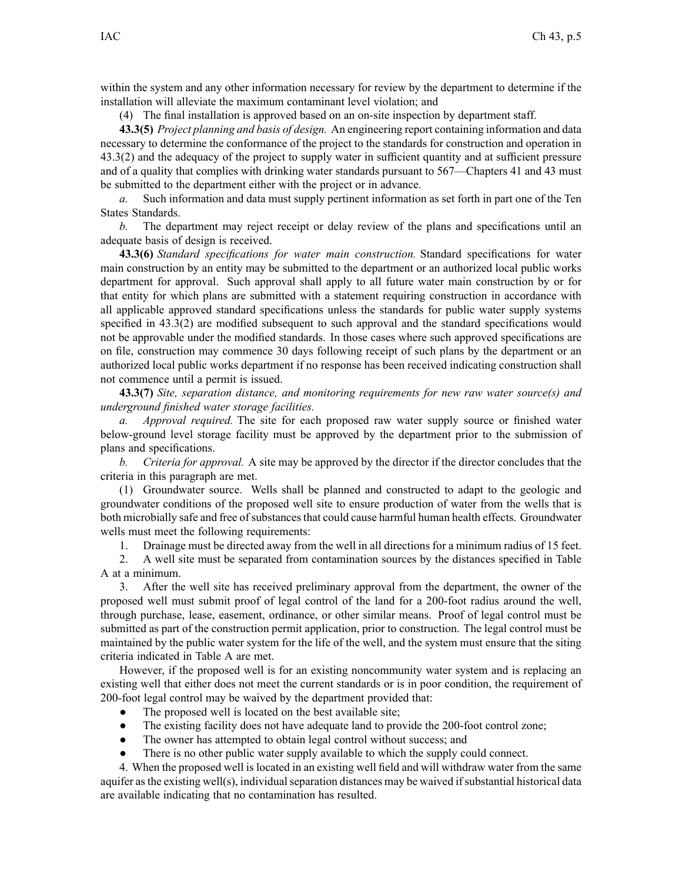within the system and any other information necessary for review by the department to determine if the installation will alleviate the maximum contaminant level violation; and

(4) The final installation is approved based on an on-site inspection by department staff.

**43.3(5)** *Project planning and basis of design.* An engineering report containing information and data necessary to determine the conformance of the project to the standards for construction and operation in 43.3(2) and the adequacy of the project to supply water in sufficient quantity and at sufficient pressure and of a quality that complies with drinking water standards pursuant to 567—Chapters 41 and 43 must be submitted to the department either with the project or in advance.

*a.* Such information and data must supply pertinent information as set forth in part one of the Ten States Standards.

*b.* The department may reject receipt or delay review of the plans and specifications until an adequate basis of design is received.

**43.3(6)** *Standard specifications for water main construction.* Standard specifications for water main construction by an entity may be submitted to the department or an authorized local public works department for approval. Such approval shall apply to all future water main construction by or for that entity for which plans are submitted with a statement requiring construction in accordance with all applicable approved standard specifications unless the standards for public water supply systems specified in 43.3(2) are modified subsequent to such approval and the standard specifications would not be approvable under the modified standards. In those cases where such approved specifications are on file, construction may commence 30 days following receipt of such plans by the department or an authorized local public works department if no response has been received indicating construction shall not commence until a permit is issued.

**43.3(7)** *Site, separation distance, and monitoring requirements for new raw water source(s) and underground finished water storage facilities.*

*a.* *Approval required.* The site for each proposed raw water supply source or finished water below-ground level storage facility must be approved by the department prior to the submission of plans and specifications.

*b.* *Criteria for approval.* A site may be approved by the director if the director concludes that the criteria in this paragraph are met.

(1) Groundwater source. Wells shall be planned and constructed to adapt to the geologic and groundwater conditions of the proposed well site to ensure production of water from the wells that is both microbially safe and free of substances that could cause harmful human health effects. Groundwater wells must meet the following requirements:

1. Drainage must be directed away from the well in all directions for a minimum radius of 15 feet.

2. A well site must be separated from contamination sources by the distances specified in Table A at a minimum.

3. After the well site has received preliminary approval from the department, the owner of the proposed well must submit proof of legal control of the land for a 200-foot radius around the well, through purchase, lease, easement, ordinance, or other similar means. Proof of legal control must be submitted as part of the construction permit application, prior to construction. The legal control must be maintained by the public water system for the life of the well, and the system must ensure that the siting criteria indicated in Table A are met.

However, if the proposed well is for an existing noncommunity water system and is replacing an existing well that either does not meet the current standards or is in poor condition, the requirement of 200-foot legal control may be waived by the department provided that:

- The proposed well is located on the best available site;
- The existing facility does not have adequate land to provide the 200-foot control zone;
- The owner has attempted to obtain legal control without success; and
- There is no other public water supply available to which the supply could connect.

4. When the proposed well is located in an existing well field and will withdraw water from the same aquifer as the existing well(s), individual separation distances may be waived if substantial historical data are available indicating that no contamination has resulted.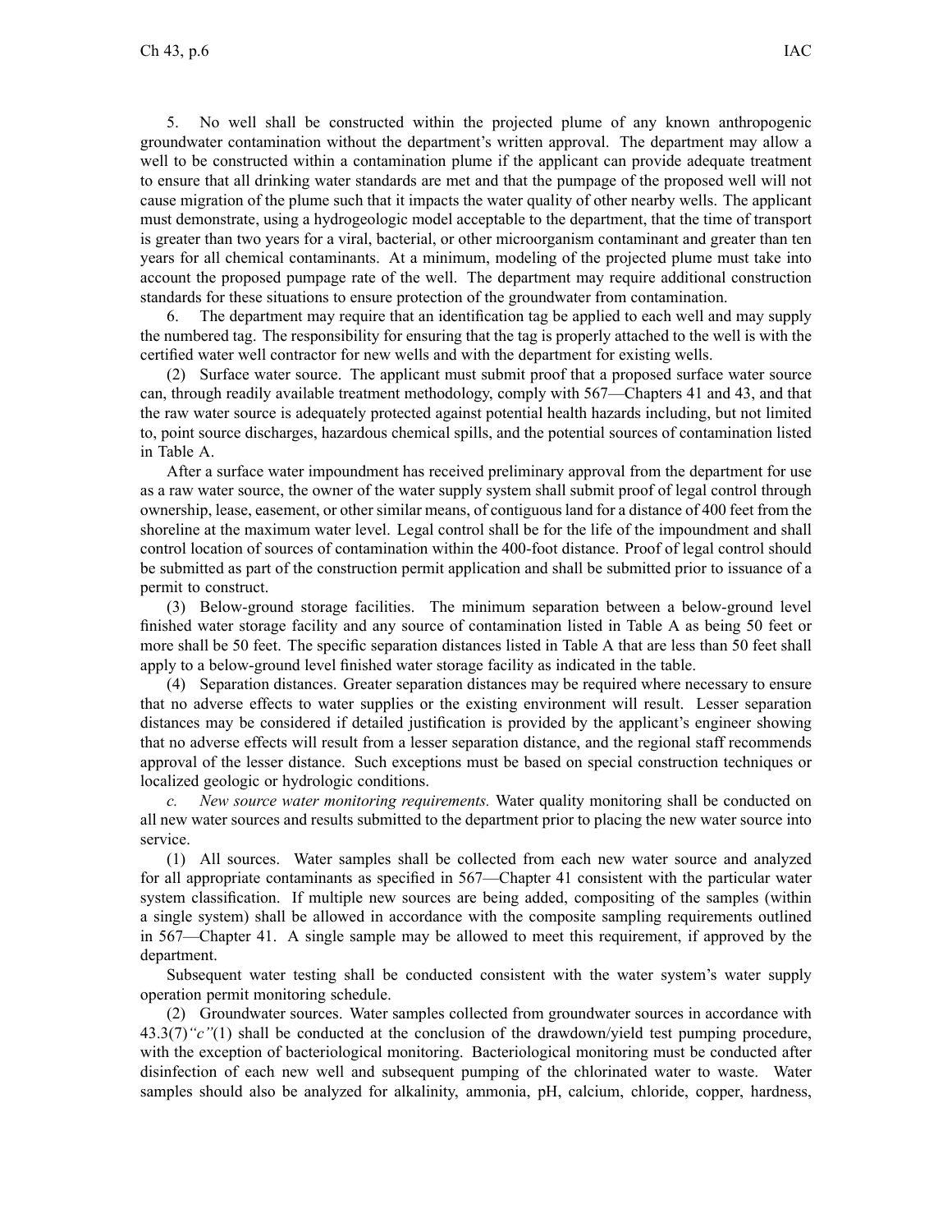5. No well shall be constructed within the projected plume of any known anthropogenic groundwater contamination without the department's written approval. The department may allow a well to be constructed within a contamination plume if the applicant can provide adequate treatment to ensure that all drinking water standards are met and that the pumpage of the proposed well will not cause migration of the plume such that it impacts the water quality of other nearby wells. The applicant must demonstrate, using a hydrogeologic model acceptable to the department, that the time of transport is greater than two years for a viral, bacterial, or other microorganism contaminant and greater than ten years for all chemical contaminants. At a minimum, modeling of the projected plume must take into account the proposed pumpage rate of the well. The department may require additional construction standards for these situations to ensure protection of the groundwater from contamination.

6. The department may require that an identification tag be applied to each well and may supply the numbered tag. The responsibility for ensuring that the tag is properly attached to the well is with the certified water well contractor for new wells and with the department for existing wells.

(2) Surface water source. The applicant must submit proof that a proposed surface water source can, through readily available treatment methodology, comply with 567—Chapters 41 and 43, and that the raw water source is adequately protected against potential health hazards including, but not limited to, point source discharges, hazardous chemical spills, and the potential sources of contamination listed in Table A.

After a surface water impoundment has received preliminary approval from the department for use as a raw water source, the owner of the water supply system shall submit proof of legal control through ownership, lease, easement, or other similar means, of contiguous land for a distance of 400 feet from the shoreline at the maximum water level. Legal control shall be for the life of the impoundment and shall control location of sources of contamination within the 400-foot distance. Proof of legal control should be submitted as part of the construction permit application and shall be submitted prior to issuance of a permit to construct.

(3) Below-ground storage facilities. The minimum separation between a below-ground level finished water storage facility and any source of contamination listed in Table A as being 50 feet or more shall be 50 feet. The specific separation distances listed in Table A that are less than 50 feet shall apply to a below-ground level finished water storage facility as indicated in the table.

(4) Separation distances. Greater separation distances may be required where necessary to ensure that no adverse effects to water supplies or the existing environment will result. Lesser separation distances may be considered if detailed justification is provided by the applicant's engineer showing that no adverse effects will result from a lesser separation distance, and the regional staff recommends approval of the lesser distance. Such exceptions must be based on special construction techniques or localized geologic or hydrologic conditions.

*c. New source water monitoring requirements.* Water quality monitoring shall be conducted on all new water sources and results submitted to the department prior to placing the new water source into service.

(1) All sources. Water samples shall be collected from each new water source and analyzed for all appropriate contaminants as specified in 567—Chapter 41 consistent with the particular water system classification. If multiple new sources are being added, compositing of the samples (within a single system) shall be allowed in accordance with the composite sampling requirements outlined in 567—Chapter 41. A single sample may be allowed to meet this requirement, if approved by the department.

Subsequent water testing shall be conducted consistent with the water system's water supply operation permit monitoring schedule.

(2) Groundwater sources. Water samples collected from groundwater sources in accordance with 43.3(7)*"c"*(1) shall be conducted at the conclusion of the drawdown/yield test pumping procedure, with the exception of bacteriological monitoring. Bacteriological monitoring must be conducted after disinfection of each new well and subsequent pumping of the chlorinated water to waste. Water samples should also be analyzed for alkalinity, ammonia, pH, calcium, chloride, copper, hardness,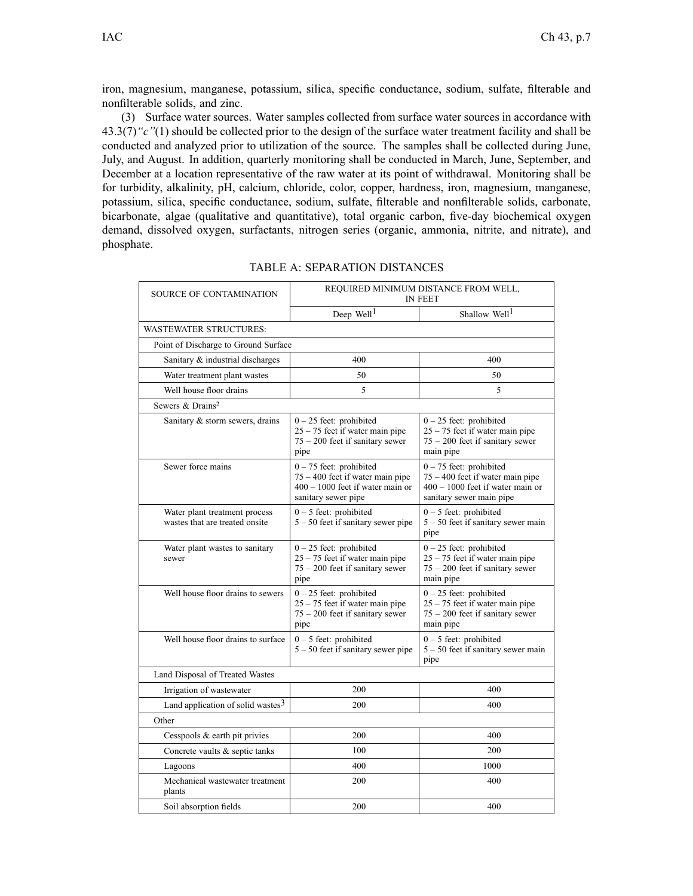iron, magnesium, manganese, potassium, silica, specific conductance, sodium, sulfate, filterable and nonfilterable solids, and zinc.

(3) Surface water sources. Water samples collected from surface water sources in accordance with 43.3(7)*"c"*(1) should be collected prior to the design of the surface water treatment facility and shall be conducted and analyzed prior to utilization of the source. The samples shall be collected during June, July, and August. In addition, quarterly monitoring shall be conducted in March, June, September, and December at a location representative of the raw water at its point of withdrawal. Monitoring shall be for turbidity, alkalinity, pH, calcium, chloride, color, copper, hardness, iron, magnesium, manganese, potassium, silica, specific conductance, sodium, sulfate, filterable and nonfilterable solids, carbonate, bicarbonate, algae (qualitative and quantitative), total organic carbon, five-day biochemical oxygen demand, dissolved oxygen, surfactants, nitrogen series (organic, ammonia, nitrite, and nitrate), and phosphate.

TABLE A: SEPARATION DISTANCES

| SOURCE OF CONTAMINATION | REQUIRED MINIMUM DISTANCE FROM WELL, IN FEET | |
|---|---|---|
| | Deep Well[1] | Shallow Well[1] |
| WASTEWATER STRUCTURES: | | |
| Point of Discharge to Ground Surface | | |
| Sanitary & industrial discharges | 400 | 400 |
| Water treatment plant wastes | 50 | 50 |
| Well house floor drains | 5 | 5 |
| Sewers & Drains[2] | | |
| Sanitary & storm sewers, drains | 0 – 25 feet: prohibited<br>25 – 75 feet if water main pipe<br>75 – 200 feet if sanitary sewer pipe | 0 – 25 feet: prohibited<br>25 – 75 feet if water main pipe<br>75 – 200 feet if sanitary sewer main pipe |
| Sewer force mains | 0 – 75 feet: prohibited<br>75 – 400 feet if water main pipe<br>400 – 1000 feet if water main or sanitary sewer pipe | 0 – 75 feet: prohibited<br>75 – 400 feet if water main pipe<br>400 – 1000 feet if water main or sanitary sewer main pipe |
| Water plant treatment process wastes that are treated onsite | 0 – 5 feet: prohibited<br>5 – 50 feet if sanitary sewer pipe | 0 – 5 feet: prohibited<br>5 – 50 feet if sanitary sewer main pipe |
| Water plant wastes to sanitary sewer | 0 – 25 feet: prohibited<br>25 – 75 feet if water main pipe<br>75 – 200 feet if sanitary sewer pipe | 0 – 25 feet: prohibited<br>25 – 75 feet if water main pipe<br>75 – 200 feet if sanitary sewer main pipe |
| Well house floor drains to sewers | 0 – 25 feet: prohibited<br>25 – 75 feet if water main pipe<br>75 – 200 feet if sanitary sewer pipe | 0 – 25 feet: prohibited<br>25 – 75 feet if water main pipe<br>75 – 200 feet if sanitary sewer main pipe |
| Well house floor drains to surface | 0 – 5 feet: prohibited<br>5 – 50 feet if sanitary sewer pipe | 0 – 5 feet: prohibited<br>5 – 50 feet if sanitary sewer main pipe |
| Land Disposal of Treated Wastes | | |
| Irrigation of wastewater | 200 | 400 |
| Land application of solid wastes[3] | 200 | 400 |
| Other | | |
| Cesspools & earth pit privies | 200 | 400 |
| Concrete vaults & septic tanks | 100 | 200 |
| Lagoons | 400 | 1000 |
| Mechanical wastewater treatment plants | 200 | 400 |
| Soil absorption fields | 200 | 400 |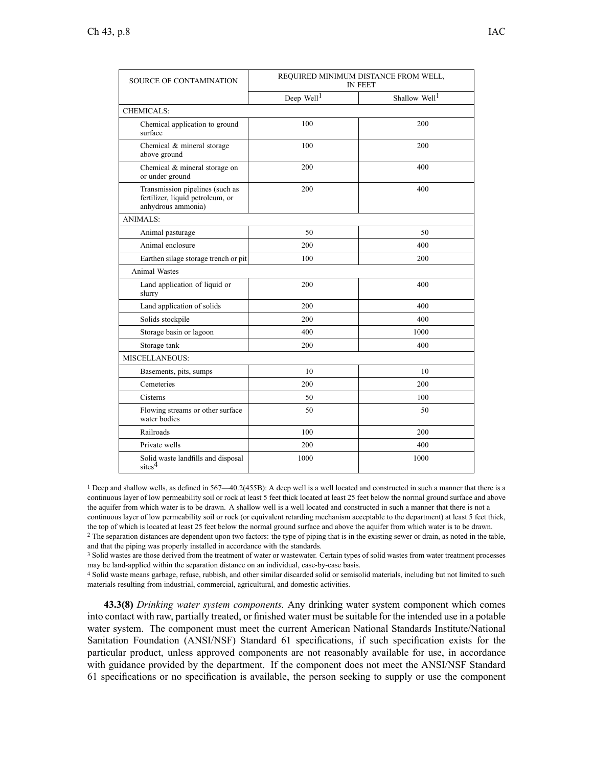| SOURCE OF CONTAMINATION | REQUIRED MINIMUM DISTANCE FROM WELL, IN FEET | |
|---|---|---|
| | Deep Well[1] | Shallow Well[1] |
| CHEMICALS: | | |
| Chemical application to ground surface | 100 | 200 |
| Chemical & mineral storage above ground | 100 | 200 |
| Chemical & mineral storage on or under ground | 200 | 400 |
| Transmission pipelines (such as fertilizer, liquid petroleum, or anhydrous ammonia) | 200 | 400 |
| ANIMALS: | | |
| Animal pasturage | 50 | 50 |
| Animal enclosure | 200 | 400 |
| Earthen silage storage trench or pit | 100 | 200 |
| Animal Wastes | | |
| Land application of liquid or slurry | 200 | 400 |
| Land application of solids | 200 | 400 |
| Solids stockpile | 200 | 400 |
| Storage basin or lagoon | 400 | 1000 |
| Storage tank | 200 | 400 |
| MISCELLANEOUS: | | |
| Basements, pits, sumps | 10 | 10 |
| Cemeteries | 200 | 200 |
| Cisterns | 50 | 100 |
| Flowing streams or other surface water bodies | 50 | 50 |
| Railroads | 100 | 200 |
| Private wells | 200 | 400 |
| Solid waste landfills and disposal sites[4] | 1000 | 1000 |

[1] Deep and shallow wells, as defined in 567—40.2(455B): A deep well is a well located and constructed in such a manner that there is a continuous layer of low permeability soil or rock at least 5 feet thick located at least 25 feet below the normal ground surface and above the aquifer from which water is to be drawn. A shallow well is a well located and constructed in such a manner that there is not a continuous layer of low permeability soil or rock (or equivalent retarding mechanism acceptable to the department) at least 5 feet thick, the top of which is located at least 25 feet below the normal ground surface and above the aquifer from which water is to be drawn.

[2] The separation distances are dependent upon two factors: the type of piping that is in the existing sewer or drain, as noted in the table, and that the piping was properly installed in accordance with the standards.

[3] Solid wastes are those derived from the treatment of water or wastewater. Certain types of solid wastes from water treatment processes may be land-applied within the separation distance on an individual, case-by-case basis.

[4] Solid waste means garbage, refuse, rubbish, and other similar discarded solid or semisolid materials, including but not limited to such materials resulting from industrial, commercial, agricultural, and domestic activities.

**43.3(8)** *Drinking water system components.* Any drinking water system component which comes into contact with raw, partially treated, or finished water must be suitable for the intended use in a potable water system. The component must meet the current American National Standards Institute/National Sanitation Foundation (ANSI/NSF) Standard 61 specifications, if such specification exists for the particular product, unless approved components are not reasonably available for use, in accordance with guidance provided by the department. If the component does not meet the ANSI/NSF Standard 61 specifications or no specification is available, the person seeking to supply or use the component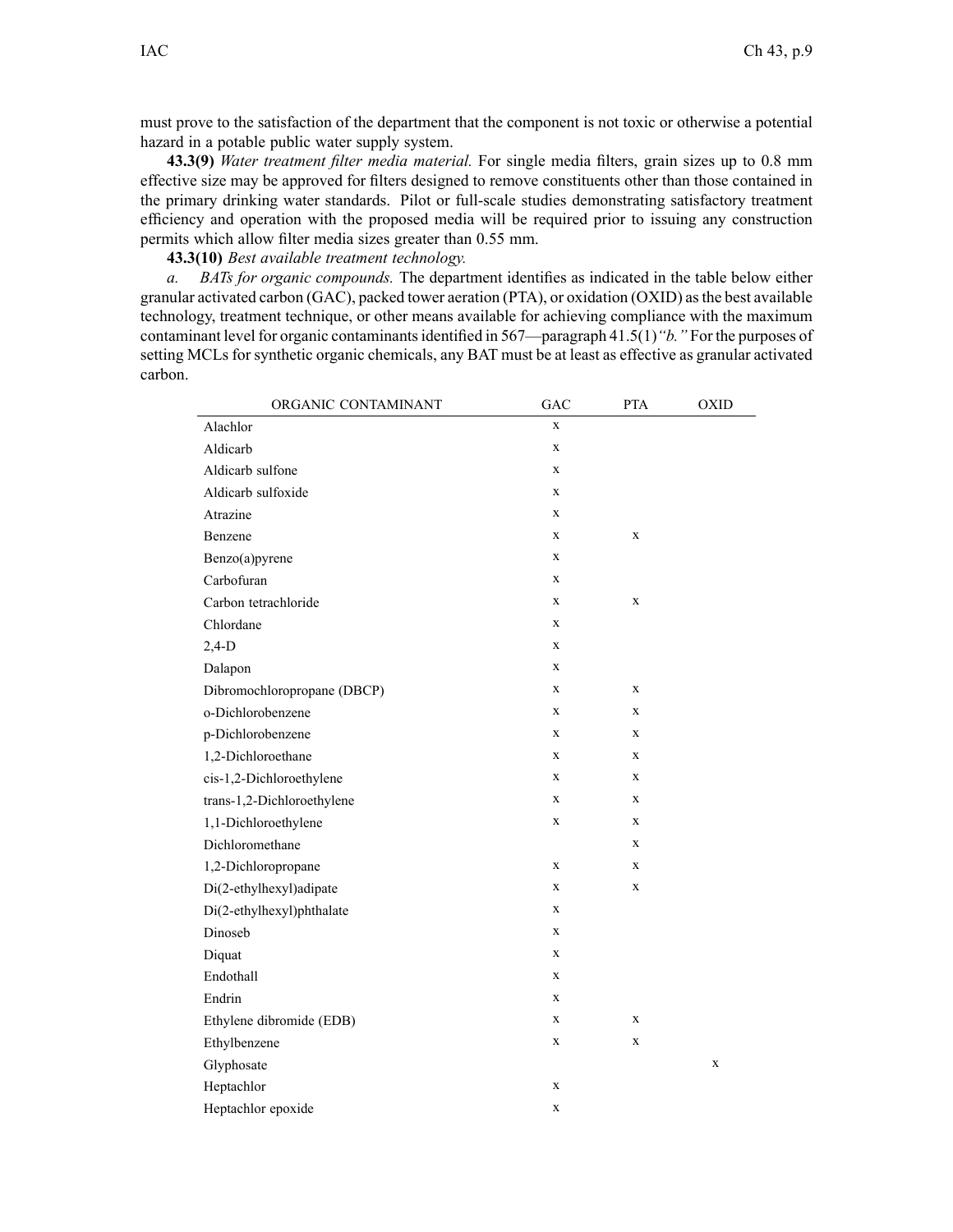must prove to the satisfaction of the department that the component is not toxic or otherwise a potential hazard in a potable public water supply system.

**43.3(9)** *Water treatment filter media material.* For single media filters, grain sizes up to 0.8 mm effective size may be approved for filters designed to remove constituents other than those contained in the primary drinking water standards. Pilot or full-scale studies demonstrating satisfactory treatment efficiency and operation with the proposed media will be required prior to issuing any construction permits which allow filter media sizes greater than 0.55 mm.

**43.3(10)** *Best available treatment technology.*

*a. BATs for organic compounds.* The department identifies as indicated in the table below either granular activated carbon (GAC), packed tower aeration (PTA), or oxidation (OXID) as the best available technology, treatment technique, or other means available for achieving compliance with the maximum contaminant level for organic contaminants identified in 567—paragraph 41.5(1)*"b."* For the purposes of setting MCLs for synthetic organic chemicals, any BAT must be at least as effective as granular activated carbon.

| ORGANIC CONTAMINANT | GAC | PTA | OXID |
|---|---|---|---|
| Alachlor | x | | |
| Aldicarb | x | | |
| Aldicarb sulfone | x | | |
| Aldicarb sulfoxide | x | | |
| Atrazine | x | | |
| Benzene | x | x | |
| Benzo(a)pyrene | x | | |
| Carbofuran | x | | |
| Carbon tetrachloride | x | x | |
| Chlordane | x | | |
| 2,4-D | x | | |
| Dalapon | x | | |
| Dibromochloropropane (DBCP) | x | x | |
| o-Dichlorobenzene | x | x | |
| p-Dichlorobenzene | x | x | |
| 1,2-Dichloroethane | x | x | |
| cis-1,2-Dichloroethylene | x | x | |
| trans-1,2-Dichloroethylene | x | x | |
| 1,1-Dichloroethylene | x | x | |
| Dichloromethane | | x | |
| 1,2-Dichloropropane | x | x | |
| Di(2-ethylhexyl)adipate | x | x | |
| Di(2-ethylhexyl)phthalate | x | | |
| Dinoseb | x | | |
| Diquat | x | | |
| Endothall | x | | |
| Endrin | x | | |
| Ethylene dibromide (EDB) | x | x | |
| Ethylbenzene | x | x | |
| Glyphosate | | | x |
| Heptachlor | x | | |
| Heptachlor epoxide | x | | |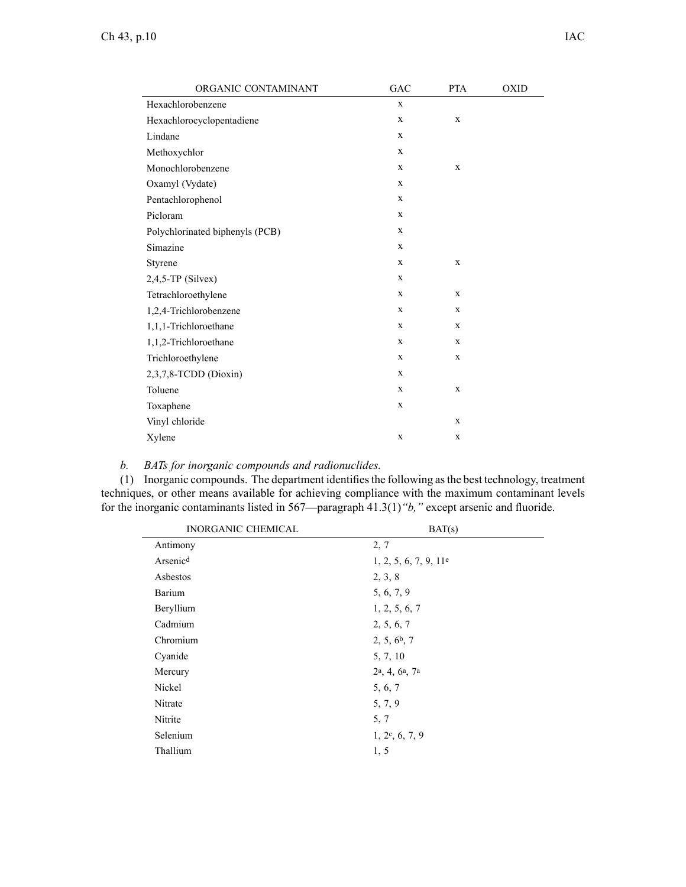| ORGANIC CONTAMINANT | GAC | PTA | OXID |
|---|---|---|---|
| Hexachlorobenzene | x | | |
| Hexachlorocyclopentadiene | x | x | |
| Lindane | x | | |
| Methoxychlor | x | | |
| Monochlorobenzene | x | x | |
| Oxamyl (Vydate) | x | | |
| Pentachlorophenol | x | | |
| Picloram | x | | |
| Polychlorinated biphenyls (PCB) | x | | |
| Simazine | x | | |
| Styrene | x | x | |
| 2,4,5-TP (Silvex) | x | | |
| Tetrachloroethylene | x | x | |
| 1,2,4-Trichlorobenzene | x | x | |
| 1,1,1-Trichloroethane | x | x | |
| 1,1,2-Trichloroethane | x | x | |
| Trichloroethylene | x | x | |
| 2,3,7,8-TCDD (Dioxin) | x | | |
| Toluene | x | x | |
| Toxaphene | x | | |
| Vinyl chloride | | x | |
| Xylene | x | x | |

*b. BATs for inorganic compounds and radionuclides.*

(1) Inorganic compounds. The department identifies the following as the best technology, treatment techniques, or other means available for achieving compliance with the maximum contaminant levels for the inorganic contaminants listed in 567—paragraph 41.3(1)*"b,"* except arsenic and fluoride.

| INORGANIC CHEMICAL | BAT(s) |
|---|---|
| Antimony | 2, 7 |
| Arsenic[d] | 1, 2, 5, 6, 7, 9, 11[e] |
| Asbestos | 2, 3, 8 |
| Barium | 5, 6, 7, 9 |
| Beryllium | 1, 2, 5, 6, 7 |
| Cadmium | 2, 5, 6, 7 |
| Chromium | 2, 5, 6[b], 7 |
| Cyanide | 5, 7, 10 |
| Mercury | 2[a], 4, 6[a], 7[a] |
| Nickel | 5, 6, 7 |
| Nitrate | 5, 7, 9 |
| Nitrite | 5, 7 |
| Selenium | 1, 2[c], 6, 7, 9 |
| Thallium | 1, 5 |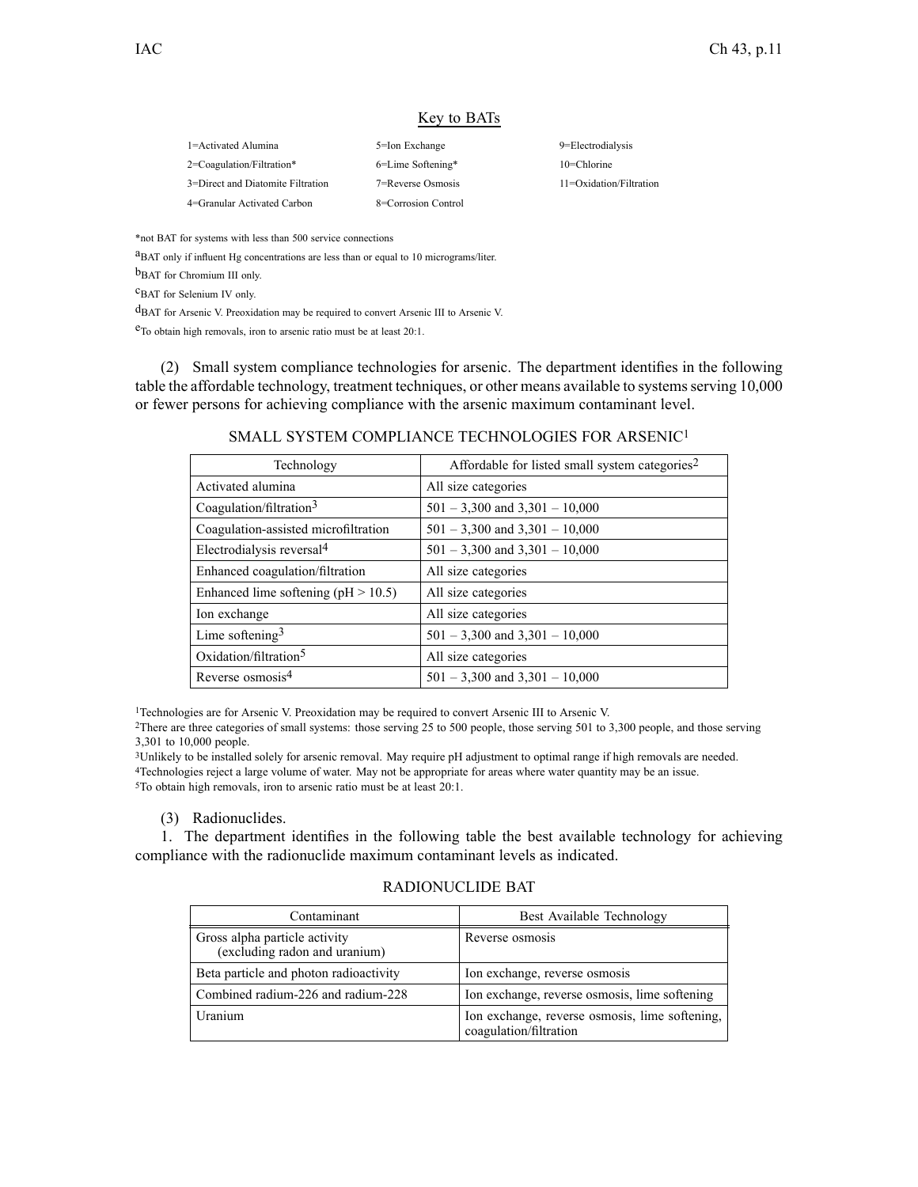## Key to BATs

| | | |
|---|---|---|
| 1=Activated Alumina | 5=Ion Exchange | 9=Electrodialysis |
| 2=Coagulation/Filtration* | 6=Lime Softening* | 10=Chlorine |
| 3=Direct and Diatomite Filtration | 7=Reverse Osmosis | 11=Oxidation/Filtration |
| 4=Granular Activated Carbon | 8=Corrosion Control | |

*not BAT for systems with less than 500 service connections

[a]BAT only if influent Hg concentrations are less than or equal to 10 micrograms/liter.

[b]BAT for Chromium III only.

[c]BAT for Selenium IV only.

[d]BAT for Arsenic V. Preoxidation may be required to convert Arsenic III to Arsenic V.

[e]To obtain high removals, iron to arsenic ratio must be at least 20:1.

(2) Small system compliance technologies for arsenic. The department identifies in the following table the affordable technology, treatment techniques, or other means available to systems serving 10,000 or fewer persons for achieving compliance with the arsenic maximum contaminant level.

SMALL SYSTEM COMPLIANCE TECHNOLOGIES FOR ARSENIC[1]

| Technology | Affordable for listed small system categories[2] |
|---|---|
| Activated alumina | All size categories |
| Coagulation/filtration[3] | 501 – 3,300 and 3,301 – 10,000 |
| Coagulation-assisted microfiltration | 501 – 3,300 and 3,301 – 10,000 |
| Electrodialysis reversal[4] | 501 – 3,300 and 3,301 – 10,000 |
| Enhanced coagulation/filtration | All size categories |
| Enhanced lime softening (pH > 10.5) | All size categories |
| Ion exchange | All size categories |
| Lime softening[3] | 501 – 3,300 and 3,301 – 10,000 |
| Oxidation/filtration[5] | All size categories |
| Reverse osmosis[4] | 501 – 3,300 and 3,301 – 10,000 |

[1]Technologies are for Arsenic V. Preoxidation may be required to convert Arsenic III to Arsenic V.
[2]There are three categories of small systems: those serving 25 to 500 people, those serving 501 to 3,300 people, and those serving 3,301 to 10,000 people.
[3]Unlikely to be installed solely for arsenic removal. May require pH adjustment to optimal range if high removals are needed.
[4]Technologies reject a large volume of water. May not be appropriate for areas where water quantity may be an issue.
[5]To obtain high removals, iron to arsenic ratio must be at least 20:1.

(3) Radionuclides.

1. The department identifies in the following table the best available technology for achieving compliance with the radionuclide maximum contaminant levels as indicated.

RADIONUCLIDE BAT

| Contaminant | Best Available Technology |
|---|---|
| Gross alpha particle activity (excluding radon and uranium) | Reverse osmosis |
| Beta particle and photon radioactivity | Ion exchange, reverse osmosis |
| Combined radium-226 and radium-228 | Ion exchange, reverse osmosis, lime softening |
| Uranium | Ion exchange, reverse osmosis, lime softening, coagulation/filtration |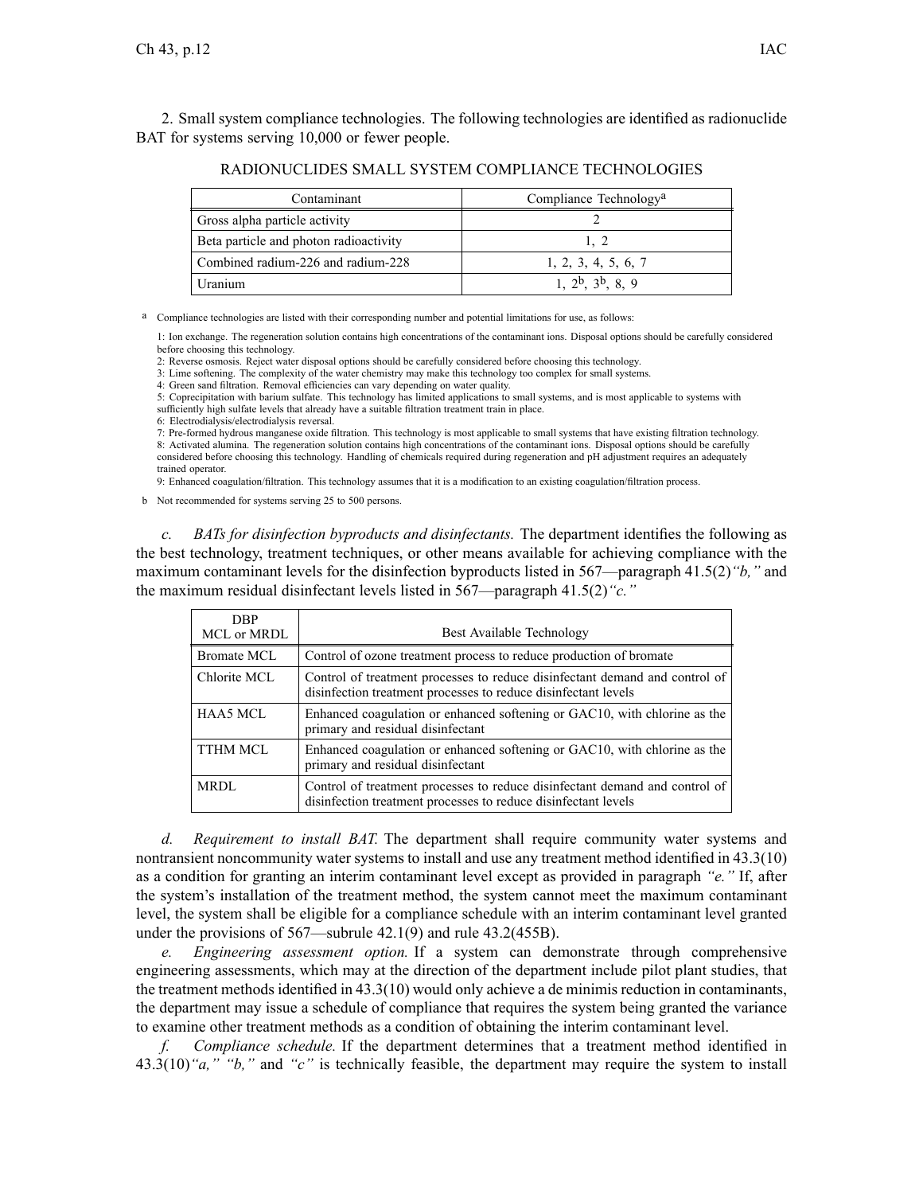2. Small system compliance technologies. The following technologies are identified as radionuclide BAT for systems serving 10,000 or fewer people.

RADIONUCLIDES SMALL SYSTEM COMPLIANCE TECHNOLOGIES

| Contaminant | Compliance Technology[a] |
|---|---|
| Gross alpha particle activity | 2 |
| Beta particle and photon radioactivity | 1, 2 |
| Combined radium-226 and radium-228 | 1, 2, 3, 4, 5, 6, 7 |
| Uranium | 1, 2[b], 3[b], 8, 9 |

[a] Compliance technologies are listed with their corresponding number and potential limitations for use, as follows:

1: Ion exchange. The regeneration solution contains high concentrations of the contaminant ions. Disposal options should be carefully considered before choosing this technology.
2: Reverse osmosis. Reject water disposal options should be carefully considered before choosing this technology.
3: Lime softening. The complexity of the water chemistry may make this technology too complex for small systems.
4: Green sand filtration. Removal efficiencies can vary depending on water quality.
5: Coprecipitation with barium sulfate. This technology has limited applications to small systems, and is most applicable to systems with sufficiently high sulfate levels that already have a suitable filtration treatment train in place.
6: Electrodialysis/electrodialysis reversal.
7: Pre-formed hydrous manganese oxide filtration. This technology is most applicable to small systems that have existing filtration technology.
8: Activated alumina. The regeneration solution contains high concentrations of the contaminant ions. Disposal options should be carefully considered before choosing this technology. Handling of chemicals required during regeneration and pH adjustment requires an adequately trained operator.
9: Enhanced coagulation/filtration. This technology assumes that it is a modification to an existing coagulation/filtration process.

[b] Not recommended for systems serving 25 to 500 persons.

*c. BATs for disinfection byproducts and disinfectants.* The department identifies the following as the best technology, treatment techniques, or other means available for achieving compliance with the maximum contaminant levels for the disinfection byproducts listed in 567—paragraph 41.5(2)*"b,"* and the maximum residual disinfectant levels listed in 567—paragraph 41.5(2)*"c."*

| DBP MCL or MRDL | Best Available Technology |
|---|---|
| Bromate MCL | Control of ozone treatment process to reduce production of bromate |
| Chlorite MCL | Control of treatment processes to reduce disinfectant demand and control of disinfection treatment processes to reduce disinfectant levels |
| HAA5 MCL | Enhanced coagulation or enhanced softening or GAC10, with chlorine as the primary and residual disinfectant |
| TTHM MCL | Enhanced coagulation or enhanced softening or GAC10, with chlorine as the primary and residual disinfectant |
| MRDL | Control of treatment processes to reduce disinfectant demand and control of disinfection treatment processes to reduce disinfectant levels |

*d. Requirement to install BAT.* The department shall require community water systems and nontransient noncommunity water systems to install and use any treatment method identified in 43.3(10) as a condition for granting an interim contaminant level except as provided in paragraph *"e."* If, after the system's installation of the treatment method, the system cannot meet the maximum contaminant level, the system shall be eligible for a compliance schedule with an interim contaminant level granted under the provisions of 567—subrule 42.1(9) and rule 43.2(455B).

*e. Engineering assessment option.* If a system can demonstrate through comprehensive engineering assessments, which may at the direction of the department include pilot plant studies, that the treatment methods identified in 43.3(10) would only achieve a de minimis reduction in contaminants, the department may issue a schedule of compliance that requires the system being granted the variance to examine other treatment methods as a condition of obtaining the interim contaminant level.

*f. Compliance schedule.* If the department determines that a treatment method identified in 43.3(10)*"a," "b,"* and *"c"* is technically feasible, the department may require the system to install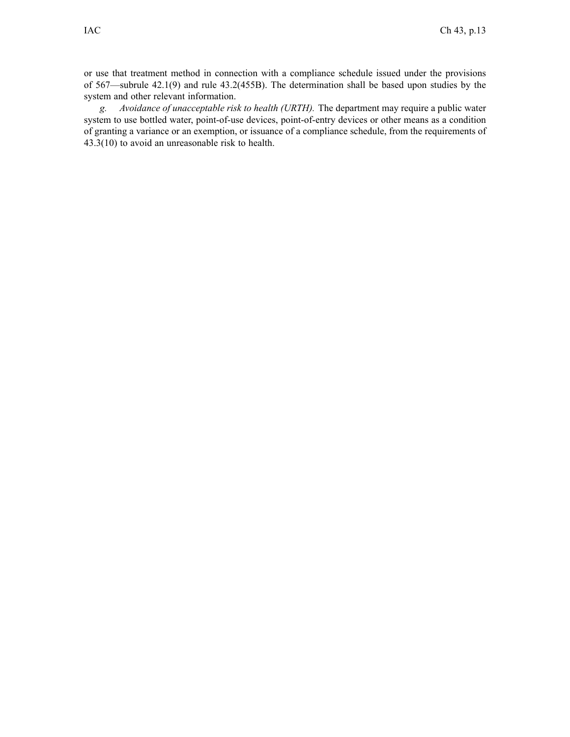or use that treatment method in connection with a compliance schedule issued under the provisions of 567—subrule 42.1(9) and rule 43.2(455B). The determination shall be based upon studies by the system and other relevant information.

*g. Avoidance of unacceptable risk to health (URTH).* The department may require a public water system to use bottled water, point-of-use devices, point-of-entry devices or other means as a condition of granting a variance or an exemption, or issuance of a compliance schedule, from the requirements of 43.3(10) to avoid an unreasonable risk to health.